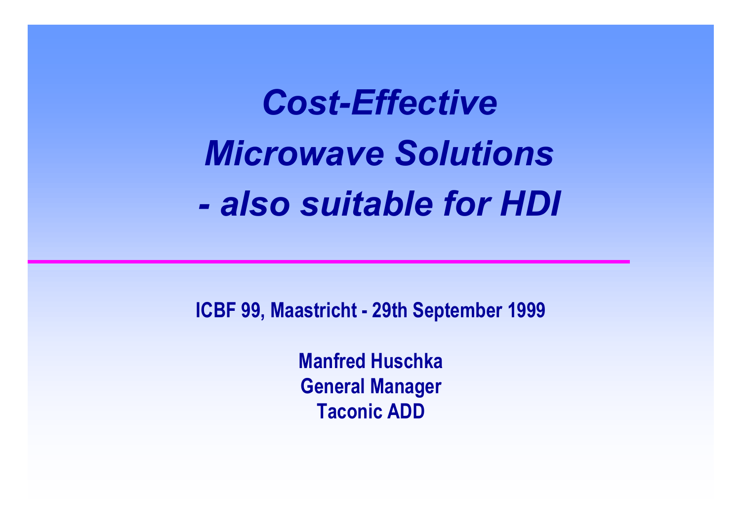# *Cost-Effective Microwave Solutions - also suitable for HDI*

**ICBF 99, Maastricht - 29th September 1999**

**Manfred Huschka**
**General Manager**
**Taconic ADD**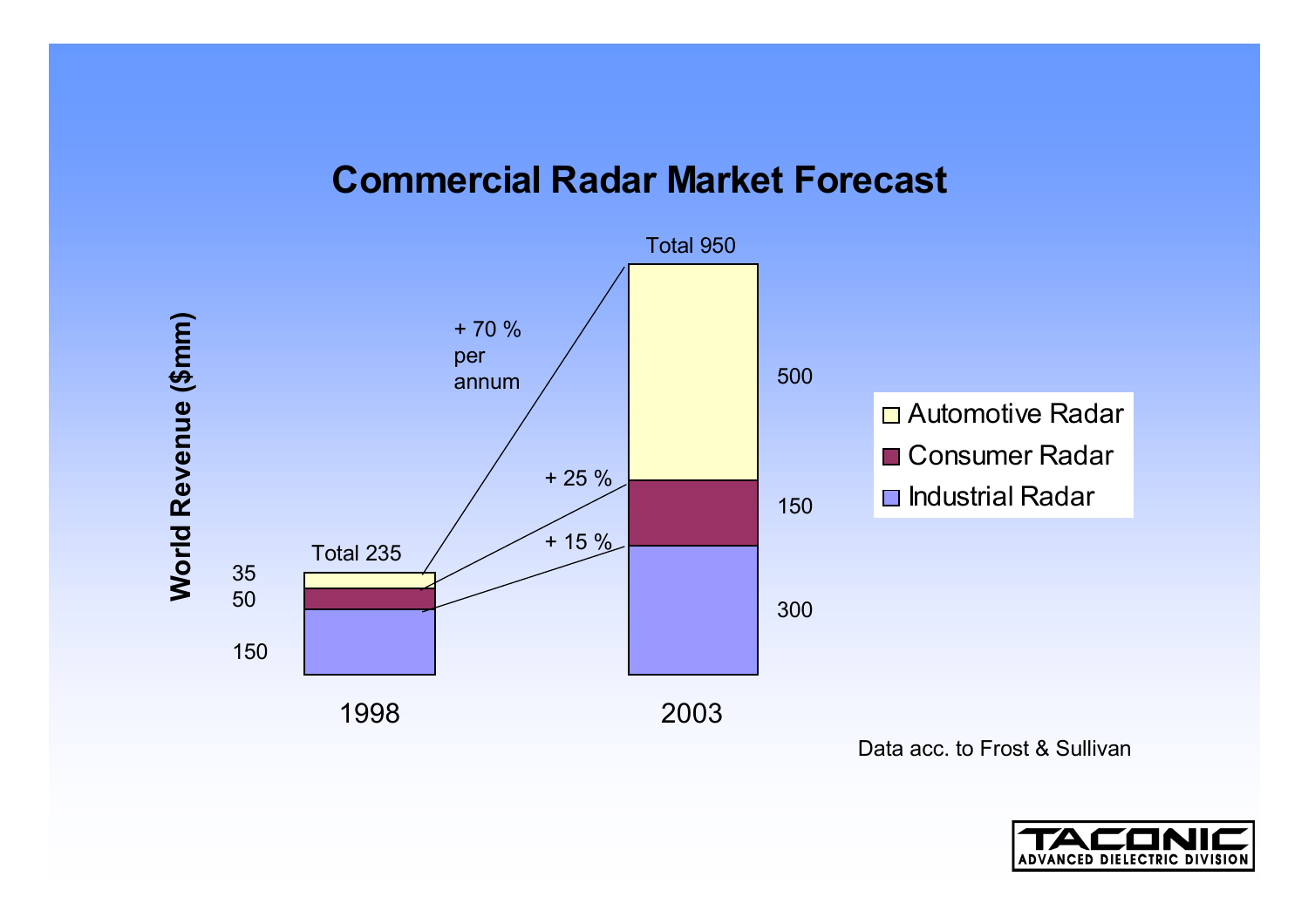# Commercial Radar Market Forecast

World Revenue ($mm)

| | 1998 | 2003 | Growth |
|---|---|---|---|
| Automotive Radar | 35 | 500 | + 70 % per annum |
| Consumer Radar | 50 | 150 | + 25 % |
| Industrial Radar | 150 | 300 | + 15 % |
| Total | 235 | 950 | |

Data acc. to Frost & Sullivan

TACONIC ADVANCED DIELECTRIC DIVISION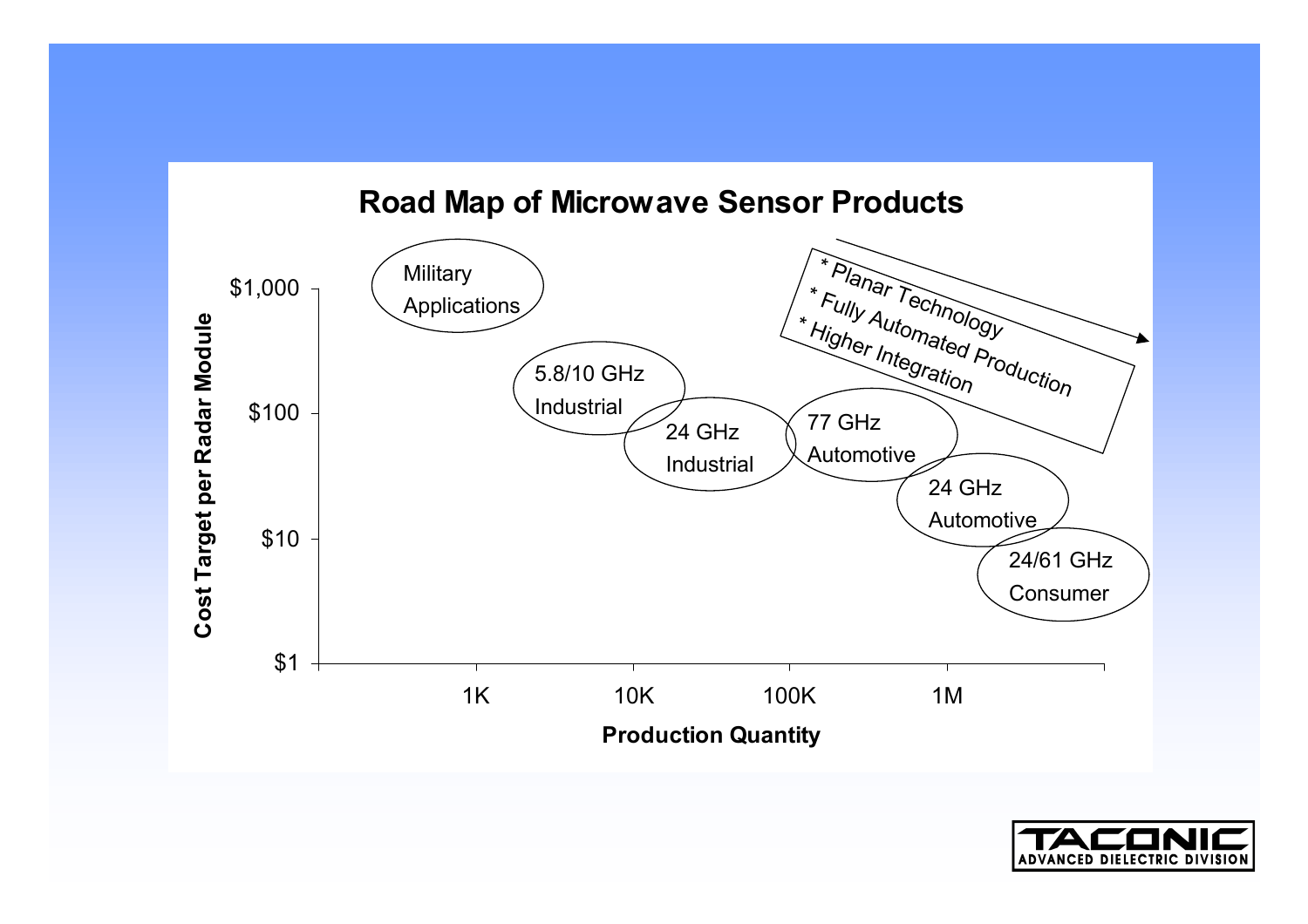# Road Map of Microwave Sensor Products

Cost Target per Radar Module: $1,000 · $100 · $10 · $1

Production Quantity: 1K · 10K · 100K · 1M

- Military Applications
- 5.8/10 GHz Industrial
- 24 GHz Industrial
- 77 GHz Automotive
- 24 GHz Automotive
- 24/61 GHz Consumer

* Planar Technology
* Fully Automated Production
* Higher Integration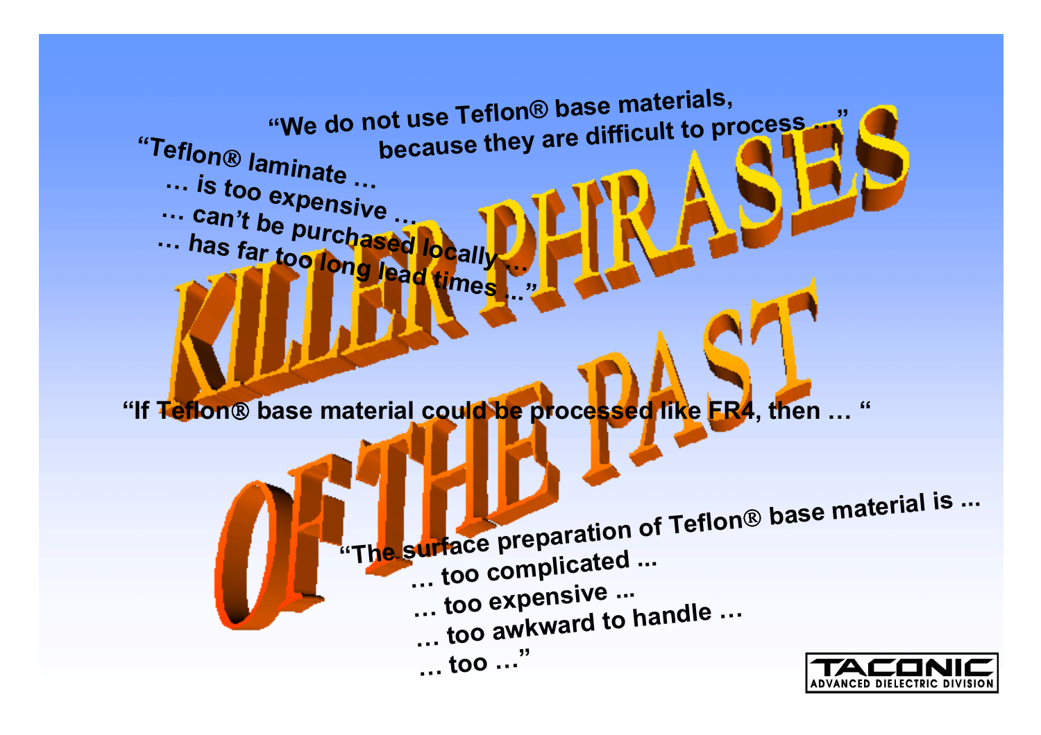# KILLER PHRASES OF THE PAST

"We do not use Teflon® base materials, because they are difficult to process ..."

"Teflon® laminate ...
... is too expensive ...
... can't be purchased locally ...
... has far too long lead times ..."

"If Teflon® base material could be processed like FR4, then ... "

"The surface preparation of Teflon® base material is ...
... too complicated ...
... too expensive ...
... too awkward to handle ...
... too ..."

TACONIC ADVANCED DIELECTRIC DIVISION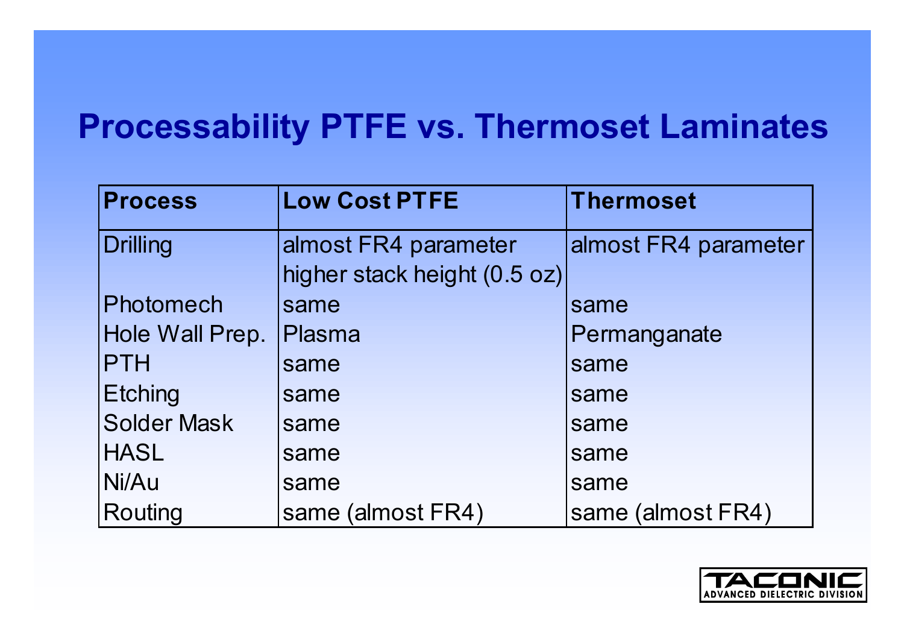# Processability PTFE vs. Thermoset Laminates

| Process | Low Cost PTFE | Thermoset |
| --- | --- | --- |
| Drilling | almost FR4 parameter<br>higher stack height (0.5 oz) | almost FR4 parameter |
| Photomech | same | same |
| Hole Wall Prep. | Plasma | Permanganate |
| PTH | same | same |
| Etching | same | same |
| Solder Mask | same | same |
| HASL | same | same |
| Ni/Au | same | same |
| Routing | same (almost FR4) | same (almost FR4) |

TACONIC ADVANCED DIELECTRIC DIVISION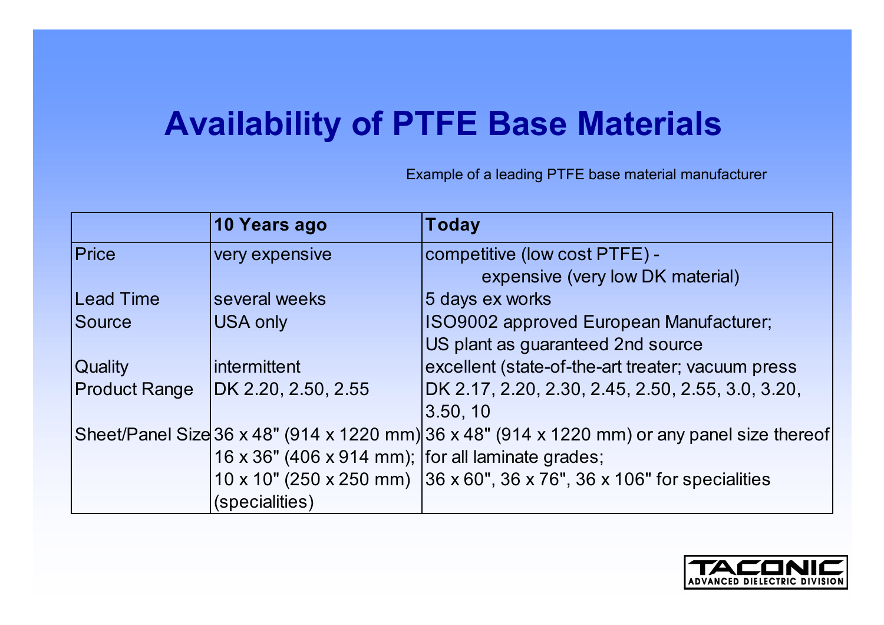# Availability of PTFE Base Materials

Example of a leading PTFE base material manufacturer

| | **10 Years ago** | **Today** |
|---|---|---|
| Price | very expensive | competitive (low cost PTFE) - expensive (very low DK material) |
| Lead Time | several weeks | 5 days ex works |
| Source | USA only | ISO9002 approved European Manufacturer; US plant as guaranteed 2nd source |
| Quality | intermittent | excellent (state-of-the-art treater; vacuum press |
| Product Range | DK 2.20, 2.50, 2.55 | DK 2.17, 2.20, 2.30, 2.45, 2.50, 2.55, 3.0, 3.20, 3.50, 10 |
| Sheet/Panel Size | 36 x 48" (914 x 1220 mm) 16 x 36" (406 x 914 mm); 10 x 10" (250 x 250 mm) (specialities) | 36 x 48" (914 x 1220 mm) or any panel size thereof for all laminate grades; 36 x 60", 36 x 76", 36 x 106" for specialities |

TACONIC ADVANCED DIELECTRIC DIVISION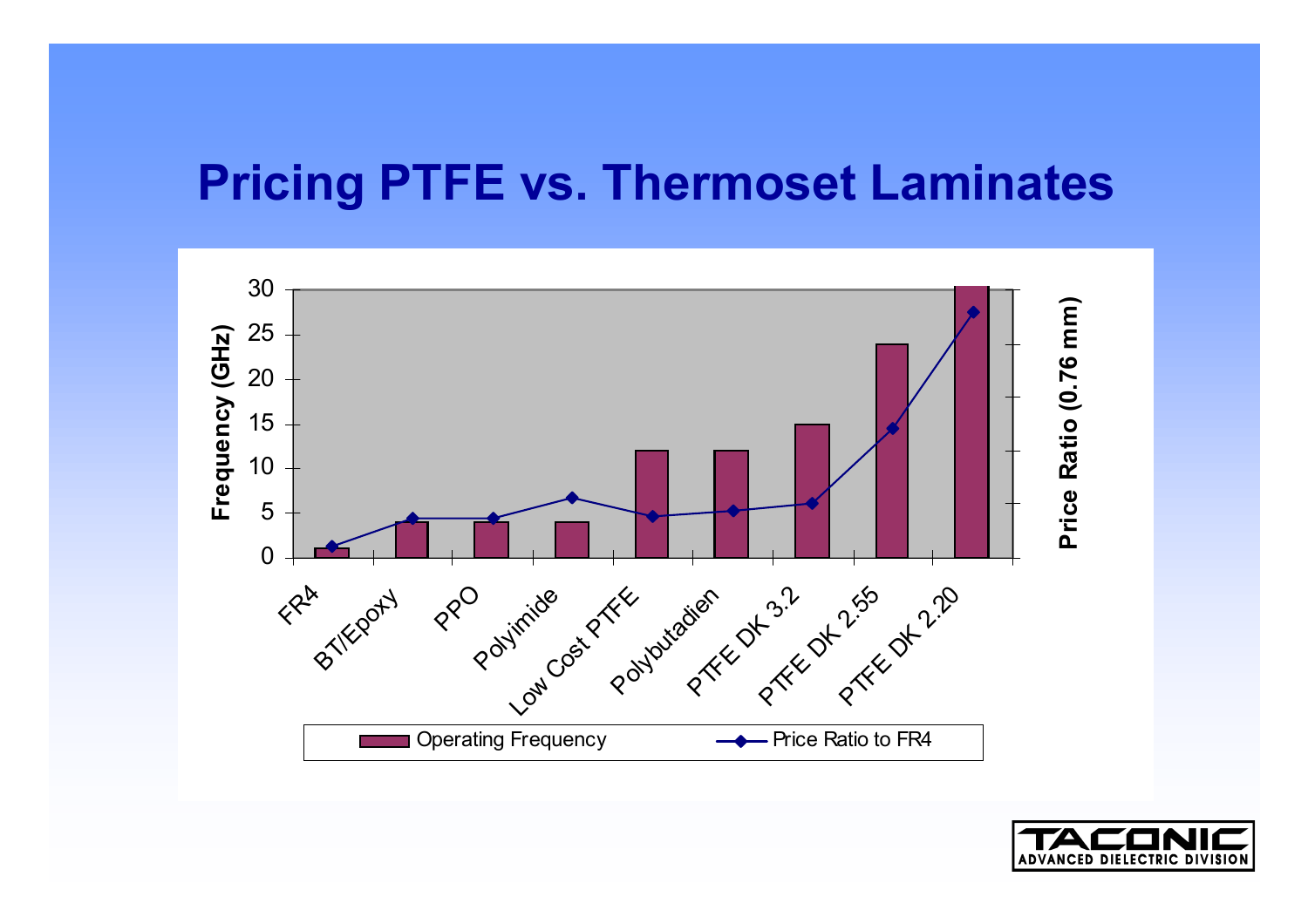# Pricing PTFE vs. Thermoset Laminates

Frequency (GHz)

30
25
20
15
10
5
0

Price Ratio (0.76 mm)

FR4
BT/Epoxy
PPO
Polyimide
Low Cost PTFE
Polybutadien
PTFE DK 3.2
PTFE DK 2.55
PTFE DK 2.20

Operating Frequency
Price Ratio to FR4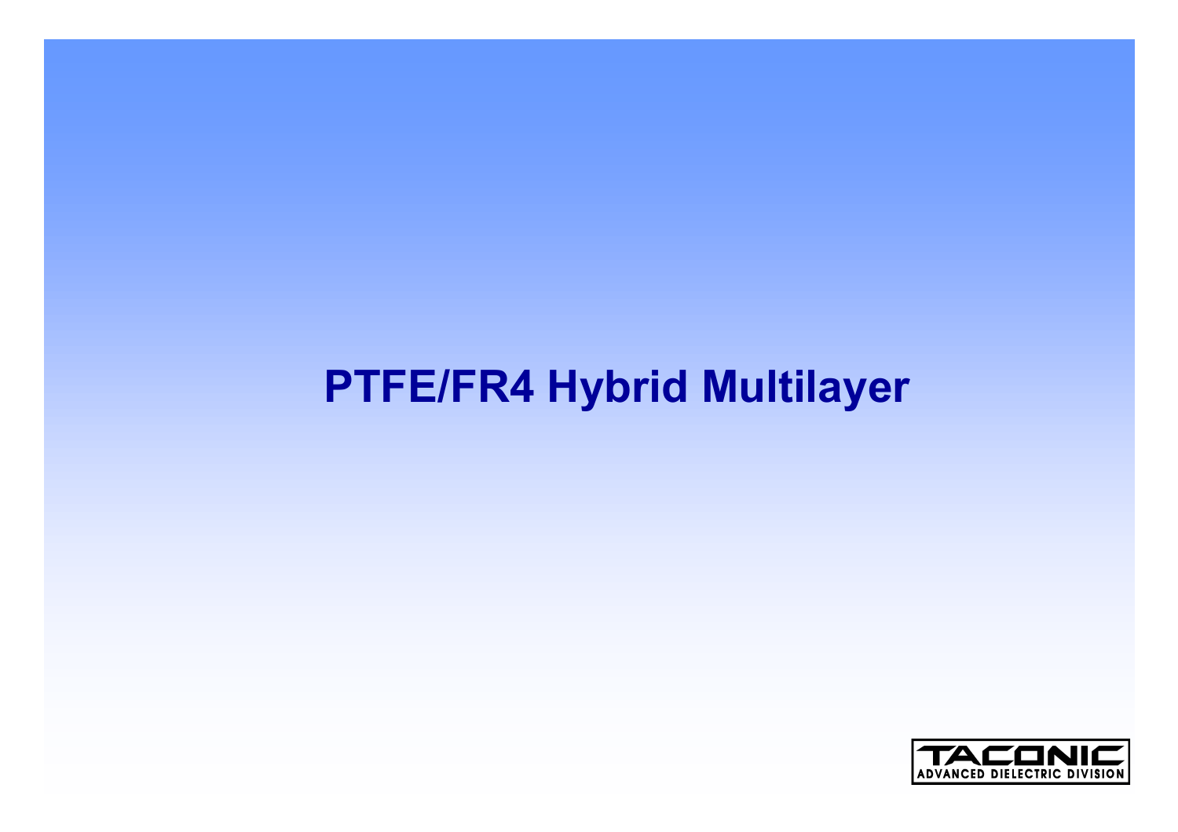# PTFE/FR4 Hybrid Multilayer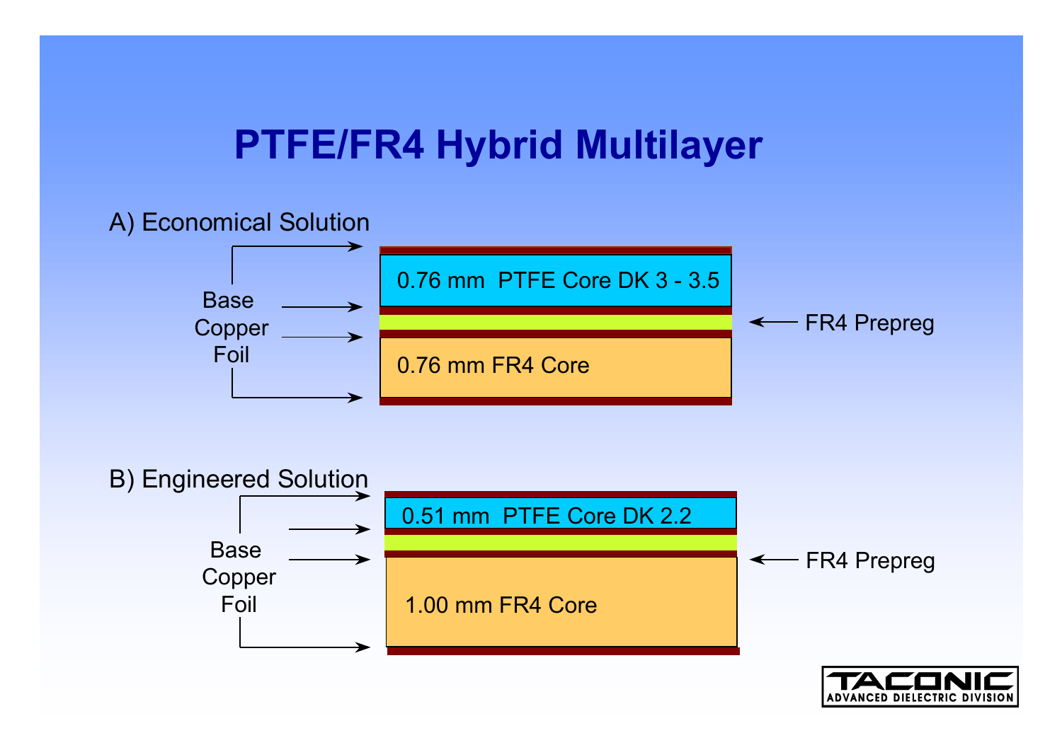# PTFE/FR4 Hybrid Multilayer

A) Economical Solution

Base Copper Foil

0.76 mm PTFE Core DK 3 - 3.5

FR4 Prepreg

0.76 mm FR4 Core

B) Engineered Solution

Base Copper Foil

0.51 mm PTFE Core DK 2.2

FR4 Prepreg

1.00 mm FR4 Core

TACONIC
ADVANCED DIELECTRIC DIVISION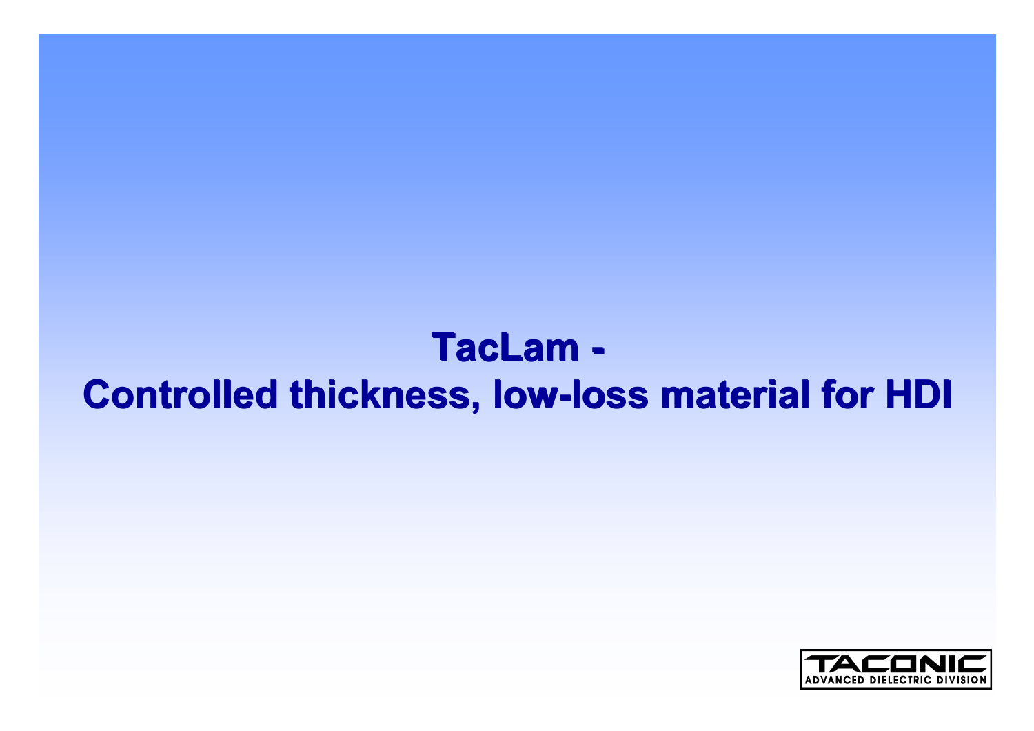# TacLam -
# Controlled thickness, low-loss material for HDI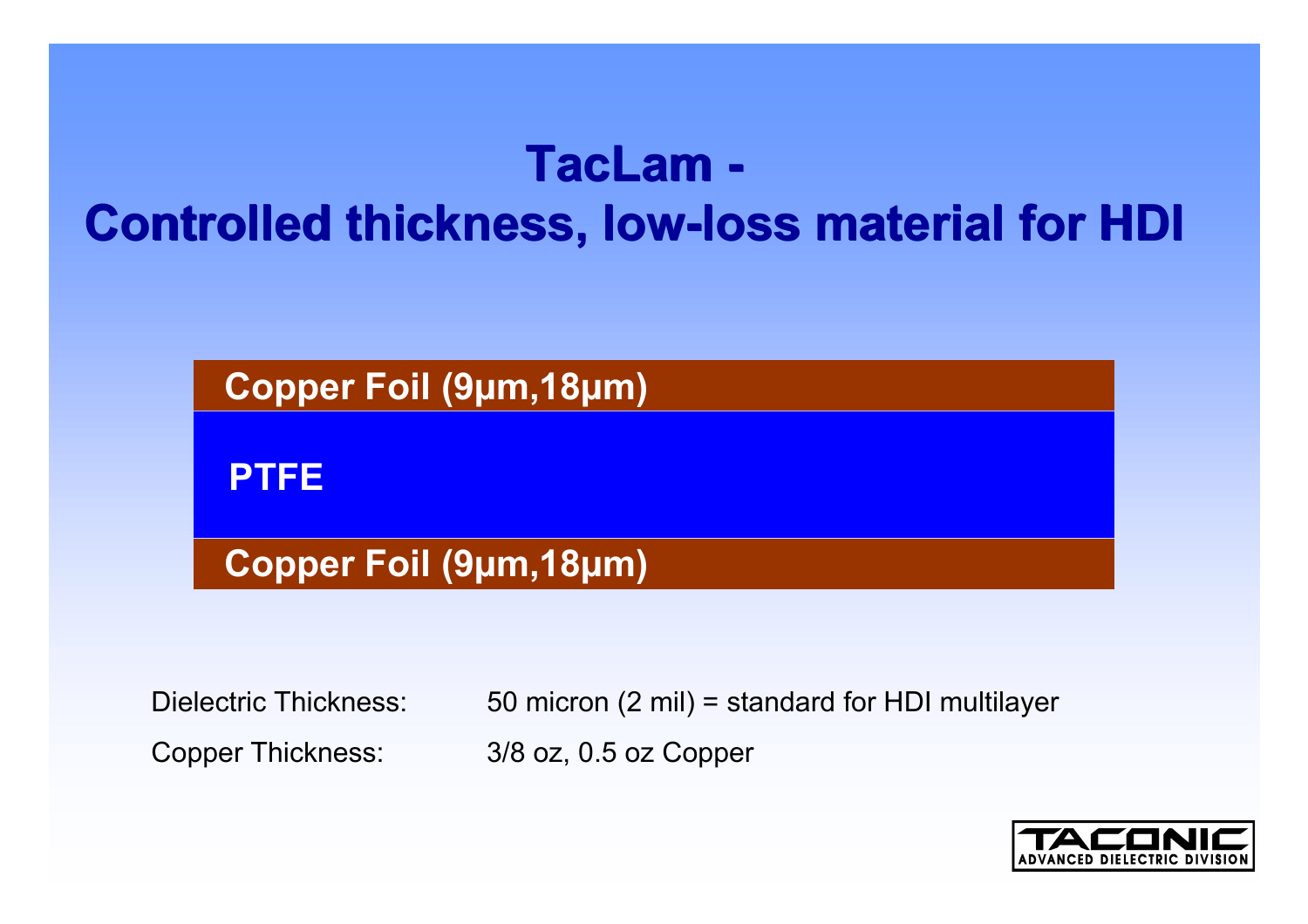# TacLam - Controlled thickness, low-loss material for HDI

| Copper Foil (9µm,18µm) |
|---|
| PTFE |
| Copper Foil (9µm,18µm) |

Dielectric Thickness: 50 micron (2 mil) = standard for HDI multilayer

Copper Thickness: 3/8 oz, 0.5 oz Copper

TACONIC ADVANCED DIELECTRIC DIVISION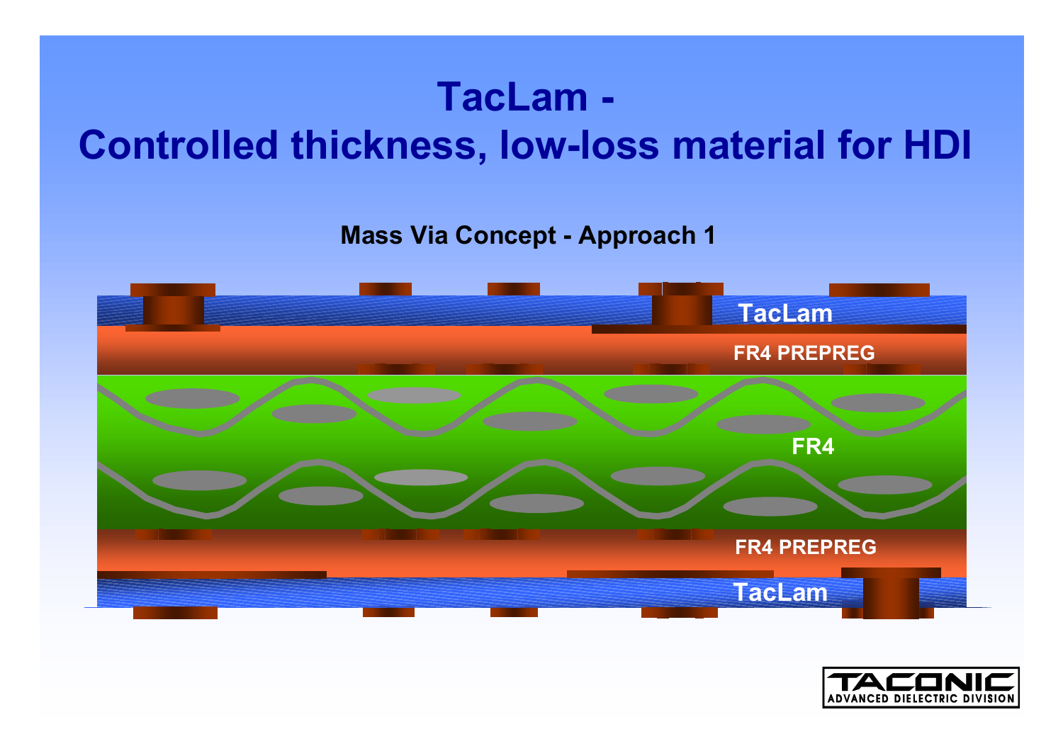# TacLam -
# Controlled thickness, low-loss material for HDI

**Mass Via Concept - Approach 1**

TacLam

FR4 PREPREG

FR4

FR4 PREPREG

TacLam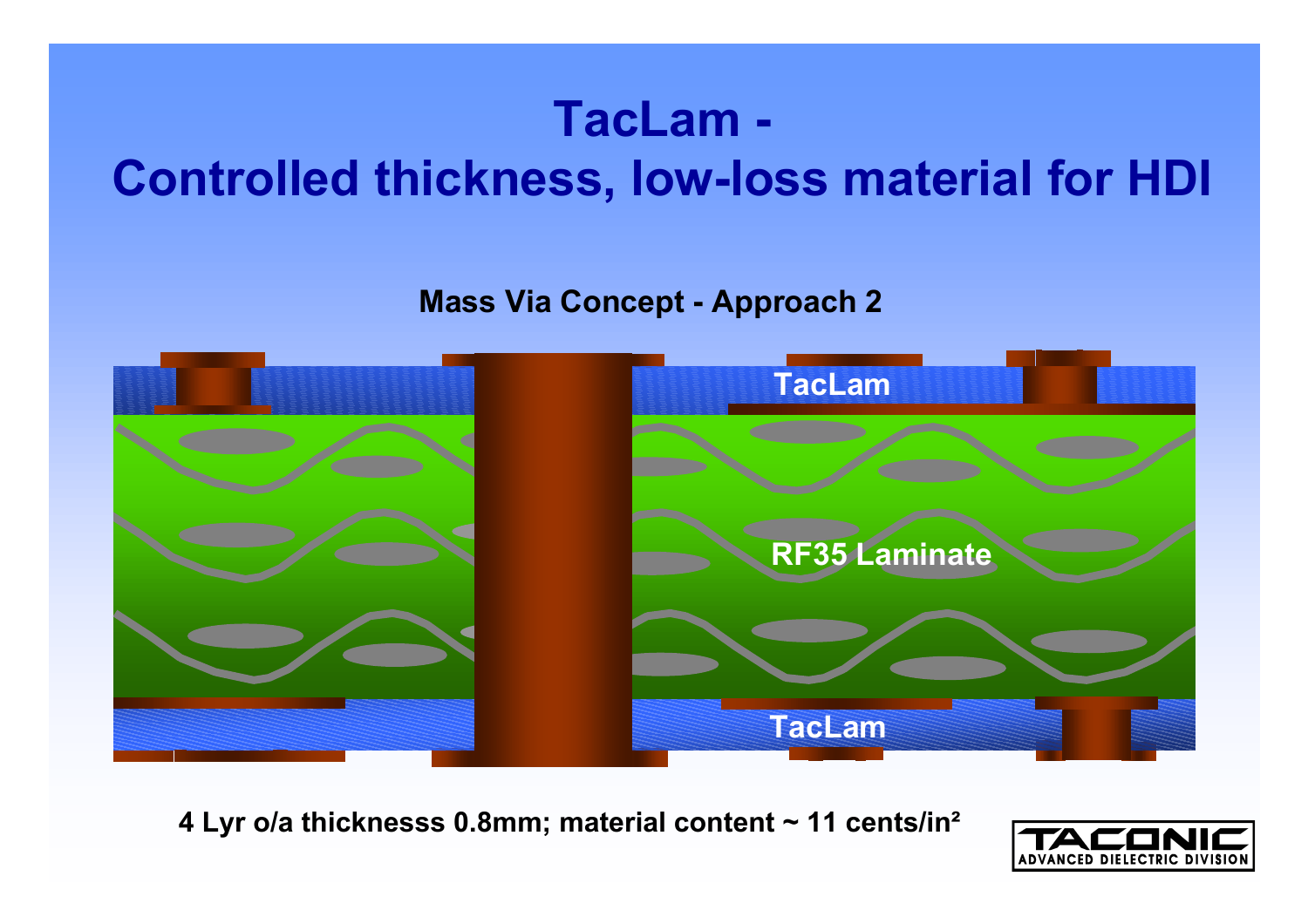# TacLam - Controlled thickness, low-loss material for HDI

**Mass Via Concept - Approach 2**

TacLam

RF35 Laminate

TacLam

**4 Lyr o/a thicknesss 0.8mm; material content ~ 11 cents/in²**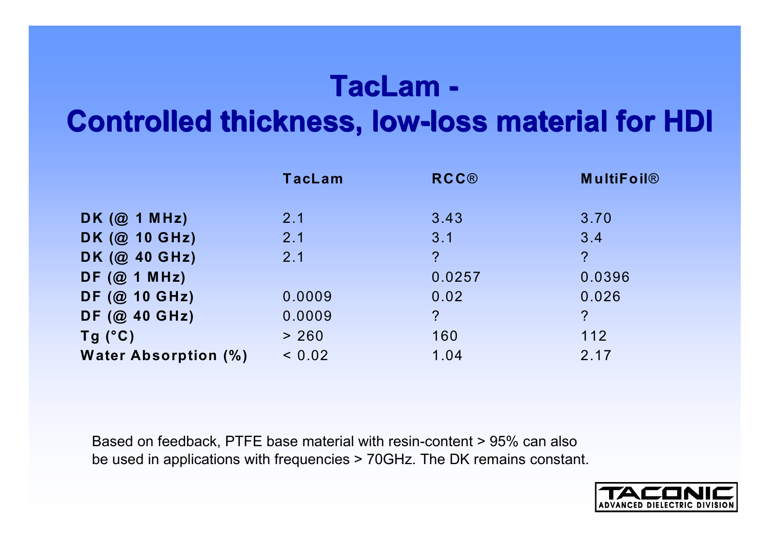# TacLam - Controlled thickness, low-loss material for HDI

| | TacLam | RCC® | MultiFoil® |
|---|---|---|---|
| DK (@ 1 MHz) | 2.1 | 3.43 | 3.70 |
| DK (@ 10 GHz) | 2.1 | 3.1 | 3.4 |
| DK (@ 40 GHz) | 2.1 | ? | ? |
| DF (@ 1 MHz) | | 0.0257 | 0.0396 |
| DF (@ 10 GHz) | 0.0009 | 0.02 | 0.026 |
| DF (@ 40 GHz) | 0.0009 | ? | ? |
| Tg (°C) | > 260 | 160 | 112 |
| Water Absorption (%) | < 0.02 | 1.04 | 2.17 |

Based on feedback, PTFE base material with resin-content > 95% can also be used in applications with frequencies > 70GHz. The DK remains constant.

TACONIC ADVANCED DIELECTRIC DIVISION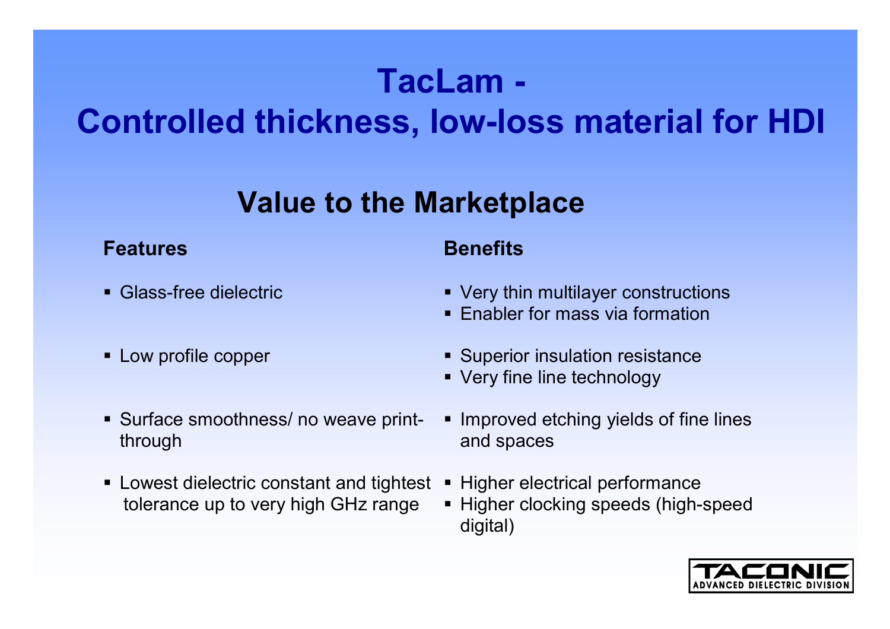# TacLam - Controlled thickness, low-loss material for HDI

## Value to the Marketplace

| Features | Benefits |
| --- | --- |
| Glass-free dielectric | Very thin multilayer constructions<br>Enabler for mass via formation |
| Low profile copper | Superior insulation resistance<br>Very fine line technology |
| Surface smoothness/ no weave print-through | Improved etching yields of fine lines and spaces |
| Lowest dielectric constant and tightest tolerance up to very high GHz range | Higher electrical performance<br>Higher clocking speeds (high-speed digital) |

TACONIC
ADVANCED DIELECTRIC DIVISION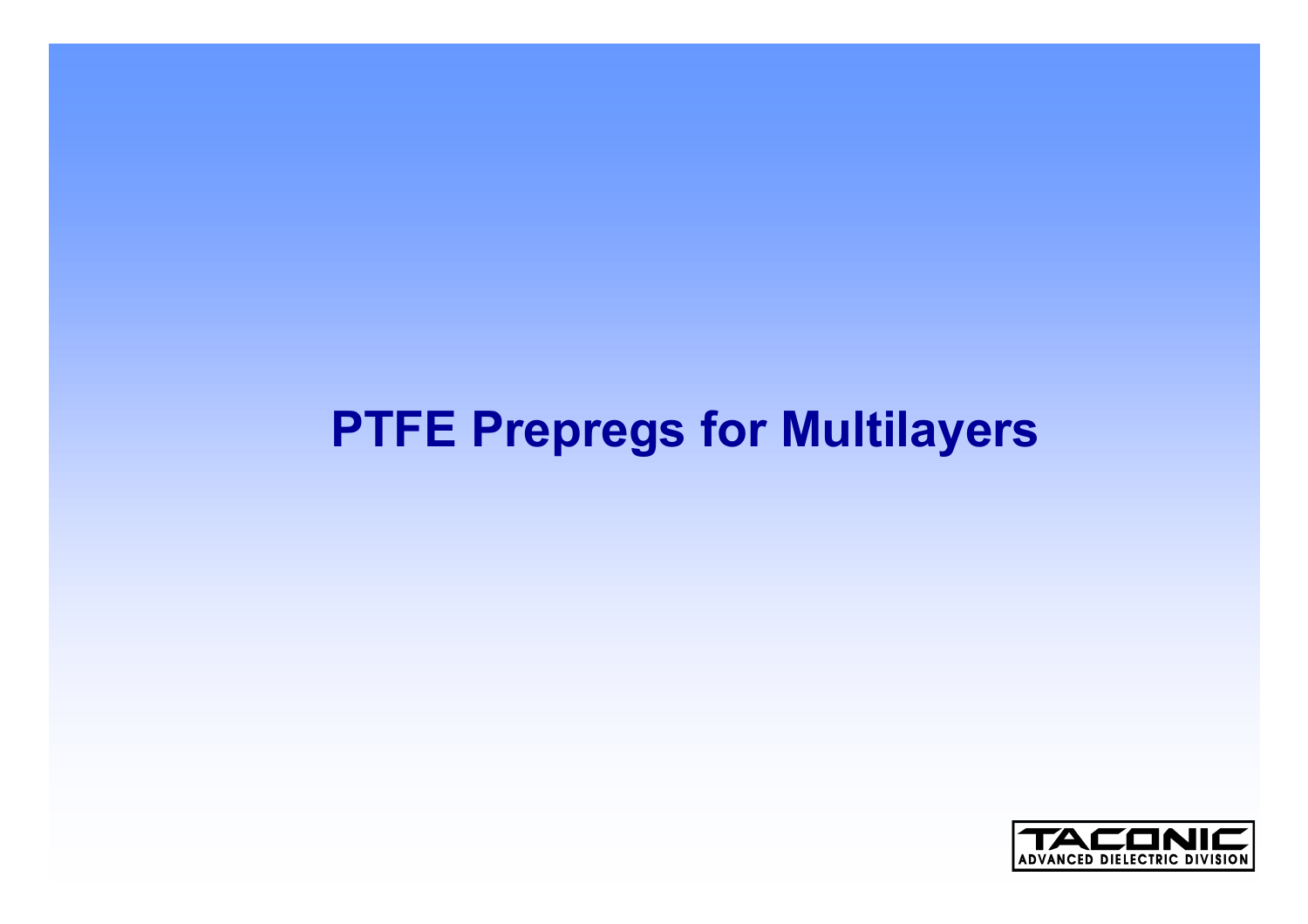# PTFE Prepregs for Multilayers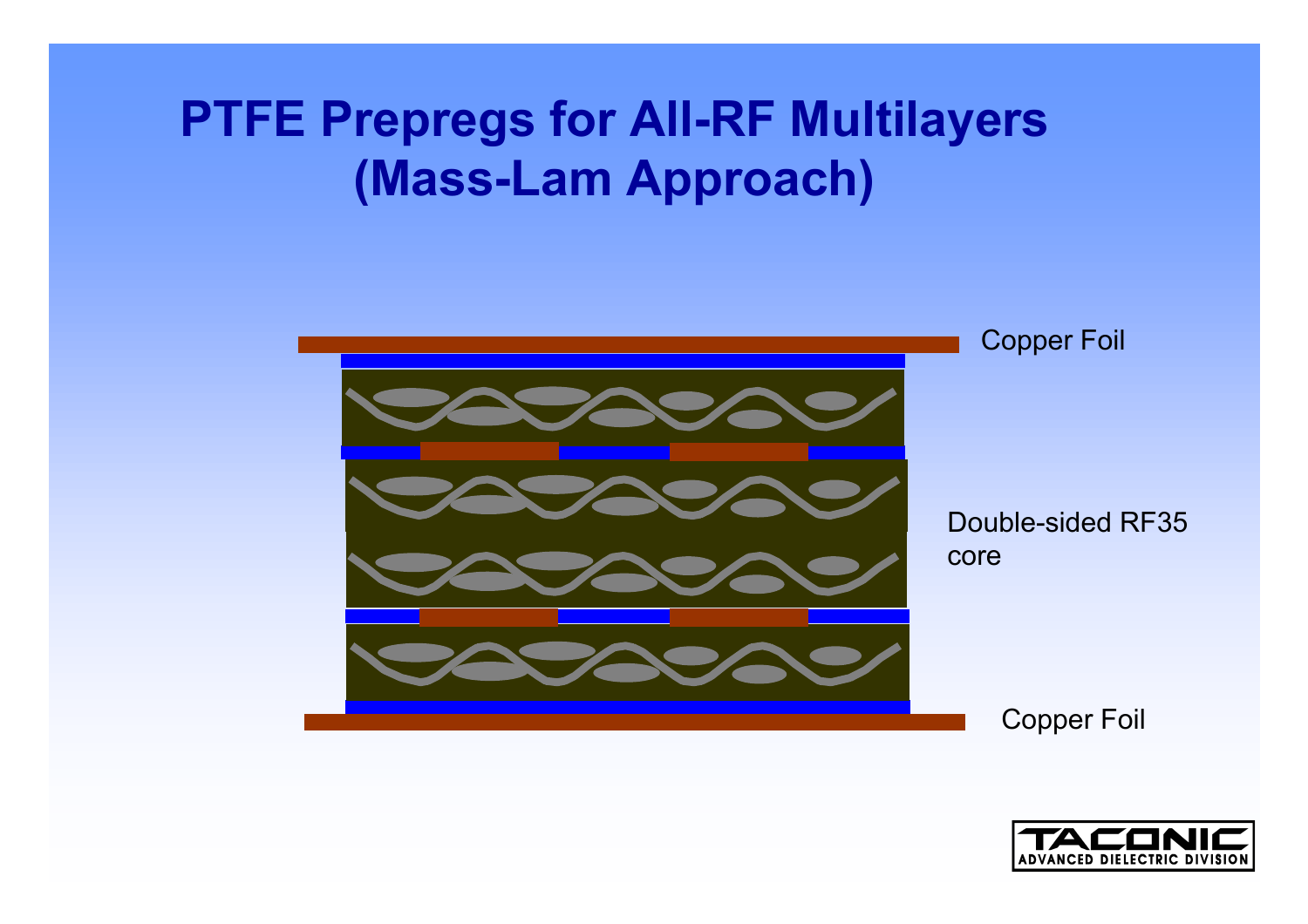# PTFE Prepregs for All-RF Multilayers (Mass-Lam Approach)

Copper Foil

Double-sided RF35 core

Copper Foil